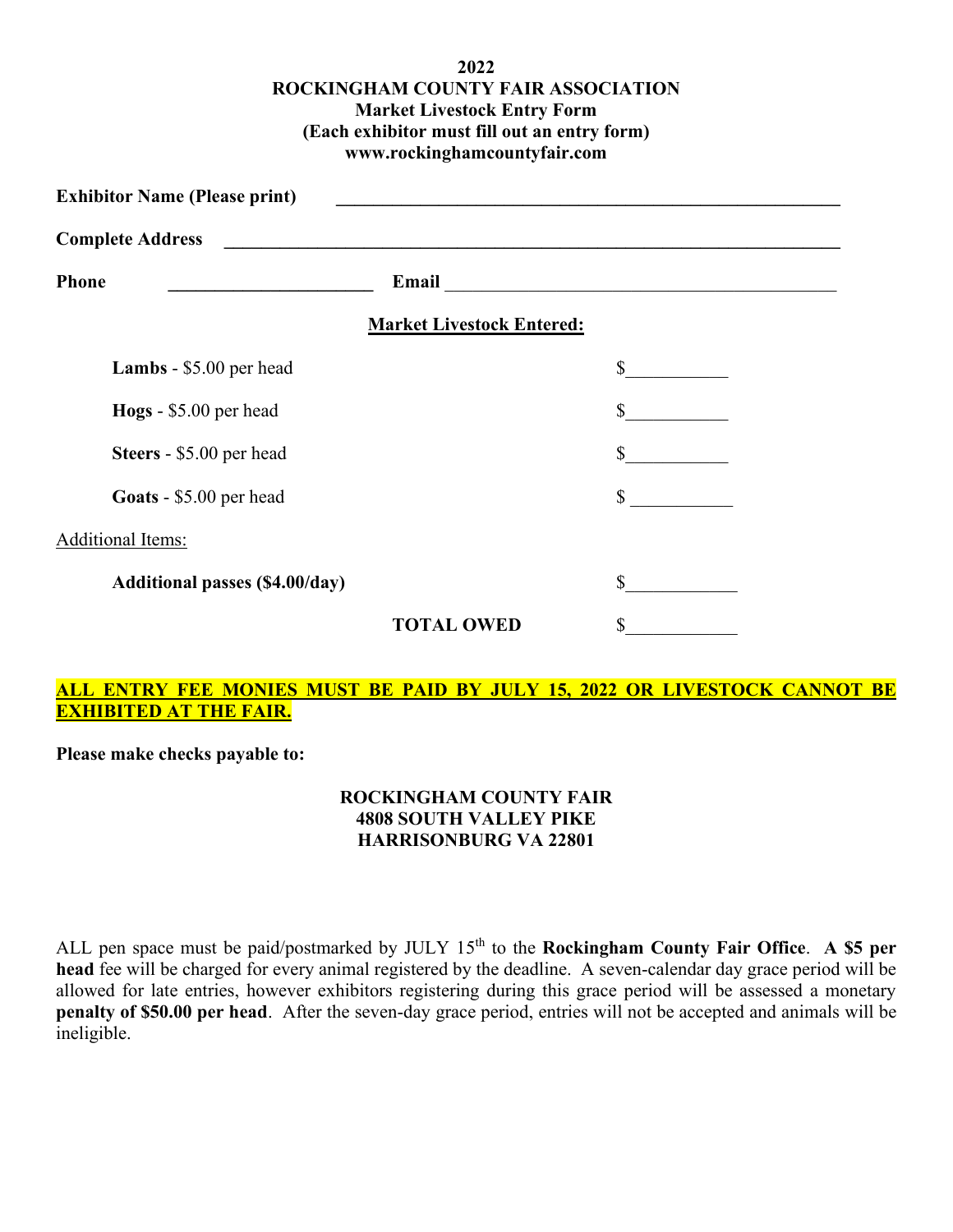**2022**
**ROCKINGHAM COUNTY FAIR ASSOCIATION**
**Market Livestock Entry Form**
**(Each exhibitor must fill out an entry form)**
**www.rockinghamcountyfair.com**

**Exhibitor Name (Please print)** _______________________________________________

**Complete Address** _______________________________________________________

**Phone** ______________________ **Email** ________________________________________

**Market Livestock Entered:**

| | |
|---|---|
| **Lambs** - \$5.00 per head | \$__________ |
| **Hogs** - \$5.00 per head | \$__________ |
| **Steers** - \$5.00 per head | \$__________ |
| **Goats** - \$5.00 per head | \$__________ |
| Additional Items: | |
| **Additional passes (\$4.00/day)** | \$__________ |
| **TOTAL OWED** | \$__________ |

**ALL ENTRY FEE MONIES MUST BE PAID BY JULY 15, 2022 OR LIVESTOCK CANNOT BE EXHIBITED AT THE FAIR.**

**Please make checks payable to:**

**ROCKINGHAM COUNTY FAIR**
**4808 SOUTH VALLEY PIKE**
**HARRISONBURG VA 22801**

ALL pen space must be paid/postmarked by JULY 15th to the **Rockingham County Fair Office**. **A \$5 per head** fee will be charged for every animal registered by the deadline. A seven-calendar day grace period will be allowed for late entries, however exhibitors registering during this grace period will be assessed a monetary **penalty of \$50.00 per head**. After the seven-day grace period, entries will not be accepted and animals will be ineligible.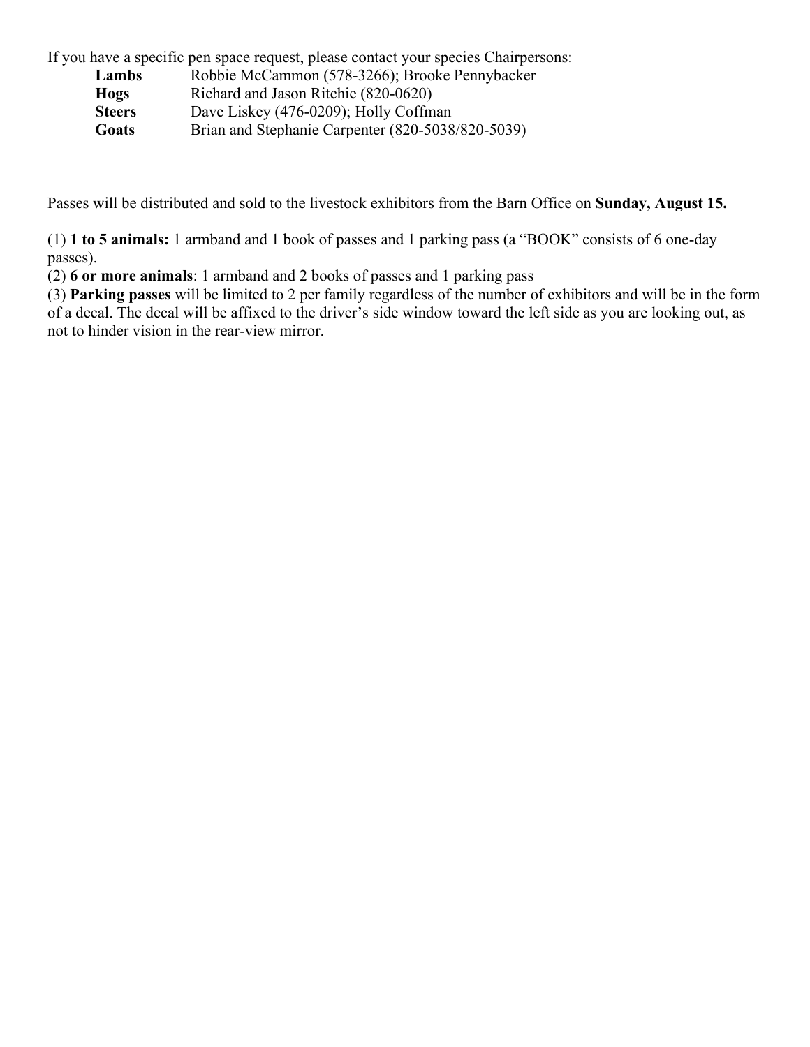If you have a specific pen space request, please contact your species Chairpersons:

| | |
|---|---|
| **Lambs** | Robbie McCammon (578-3266); Brooke Pennybacker |
| **Hogs** | Richard and Jason Ritchie (820-0620) |
| **Steers** | Dave Liskey (476-0209); Holly Coffman |
| **Goats** | Brian and Stephanie Carpenter (820-5038/820-5039) |

Passes will be distributed and sold to the livestock exhibitors from the Barn Office on **Sunday, August 15.**

(1) **1 to 5 animals:** 1 armband and 1 book of passes and 1 parking pass (a "BOOK" consists of 6 one-day passes).

(2) **6 or more animals**: 1 armband and 2 books of passes and 1 parking pass

(3) **Parking passes** will be limited to 2 per family regardless of the number of exhibitors and will be in the form of a decal. The decal will be affixed to the driver's side window toward the left side as you are looking out, as not to hinder vision in the rear-view mirror.